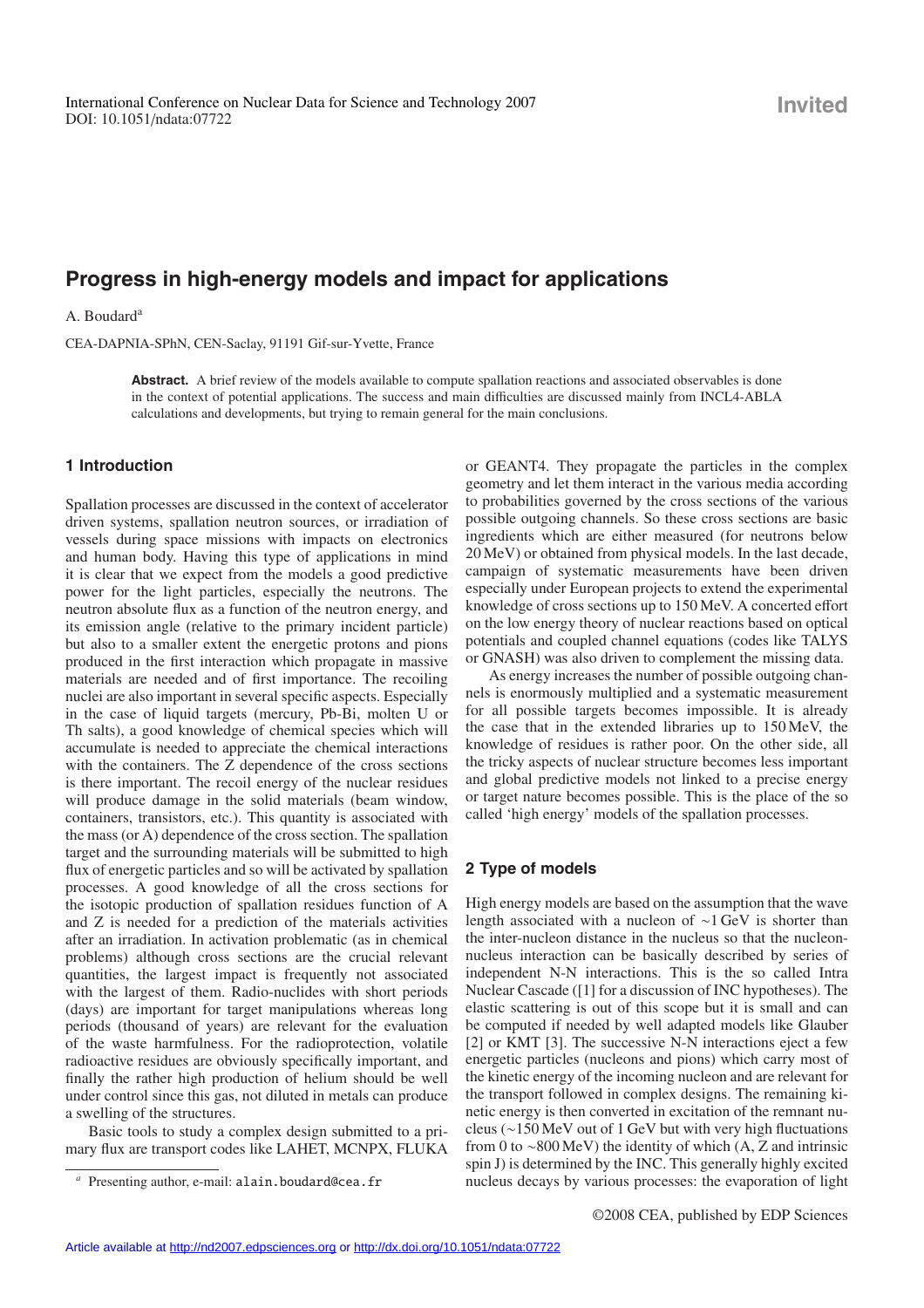# Progress in high-energy models and impact for applications

A. Boudard[a]

CEA-DAPNIA-SPhN, CEN-Saclay, 91191 Gif-sur-Yvette, France

**Abstract.** A brief review of the models available to compute spallation reactions and associated observables is done in the context of potential applications. The success and main difficulties are discussed mainly from INCL4-ABLA calculations and developments, but trying to remain general for the main conclusions.

## 1 Introduction

Spallation processes are discussed in the context of accelerator driven systems, spallation neutron sources, or irradiation of vessels during space missions with impacts on electronics and human body. Having this type of applications in mind it is clear that we expect from the models a good predictive power for the light particles, especially the neutrons. The neutron absolute flux as a function of the neutron energy, and its emission angle (relative to the primary incident particle) but also to a smaller extent the energetic protons and pions produced in the first interaction which propagate in massive materials are needed and of first importance. The recoiling nuclei are also important in several specific aspects. Especially in the case of liquid targets (mercury, Pb-Bi, molten U or Th salts), a good knowledge of chemical species which will accumulate is needed to appreciate the chemical interactions with the containers. The Z dependence of the cross sections is there important. The recoil energy of the nuclear residues will produce damage in the solid materials (beam window, containers, transistors, etc.). This quantity is associated with the mass (or A) dependence of the cross section. The spallation target and the surrounding materials will be submitted to high flux of energetic particles and so will be activated by spallation processes. A good knowledge of all the cross sections for the isotopic production of spallation residues function of A and Z is needed for a prediction of the materials activities after an irradiation. In activation problematic (as in chemical problems) although cross sections are the crucial relevant quantities, the largest impact is frequently not associated with the largest of them. Radio-nuclides with short periods (days) are important for target manipulations whereas long periods (thousand of years) are relevant for the evaluation of the waste harmfulness. For the radioprotection, volatile radioactive residues are obviously specifically important, and finally the rather high production of helium should be well under control since this gas, not diluted in metals can produce a swelling of the structures.

Basic tools to study a complex design submitted to a primary flux are transport codes like LAHET, MCNPX, FLUKA or GEANT4. They propagate the particles in the complex geometry and let them interact in the various media according to probabilities governed by the cross sections of the various possible outgoing channels. So these cross sections are basic ingredients which are either measured (for neutrons below 20 MeV) or obtained from physical models. In the last decade, campaign of systematic measurements have been driven especially under European projects to extend the experimental knowledge of cross sections up to 150 MeV. A concerted effort on the low energy theory of nuclear reactions based on optical potentials and coupled channel equations (codes like TALYS or GNASH) was also driven to complement the missing data.

As energy increases the number of possible outgoing channels is enormously multiplied and a systematic measurement for all possible targets becomes impossible. It is already the case that in the extended libraries up to 150 MeV, the knowledge of residues is rather poor. On the other side, all the tricky aspects of nuclear structure becomes less important and global predictive models not linked to a precise energy or target nature becomes possible. This is the place of the so called 'high energy' models of the spallation processes.

## 2 Type of models

High energy models are based on the assumption that the wave length associated with a nucleon of ~1 GeV is shorter than the inter-nucleon distance in the nucleus so that the nucleon-nucleus interaction can be basically described by series of independent N-N interactions. This is the so called Intra Nuclear Cascade ([1] for a discussion of INC hypotheses). The elastic scattering is out of this scope but it is small and can be computed if needed by well adapted models like Glauber [2] or KMT [3]. The successive N-N interactions eject a few energetic particles (nucleons and pions) which carry most of the kinetic energy of the incoming nucleon and are relevant for the transport followed in complex designs. The remaining kinetic energy is then converted in excitation of the remnant nucleus (~150 MeV out of 1 GeV but with very high fluctuations from 0 to ~800 MeV) the identity of which (A, Z and intrinsic spin J) is determined by the INC. This generally highly excited nucleus decays by various processes: the evaporation of light

[a] Presenting author, e-mail: alain.boudard@cea.fr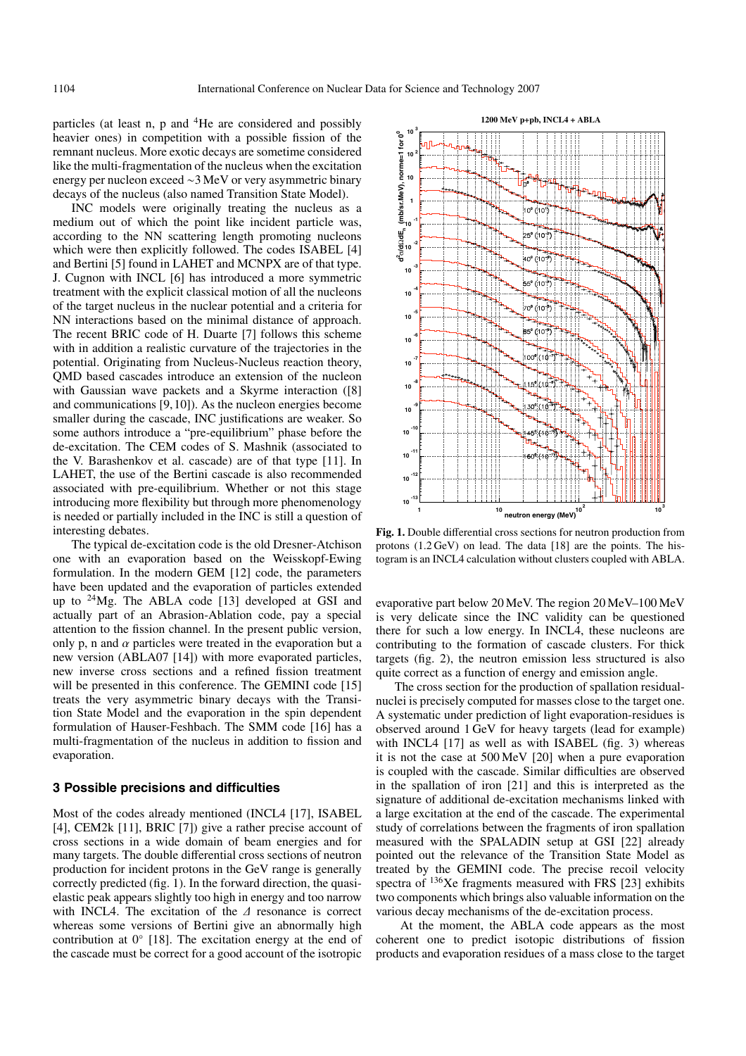particles (at least n, p and $^4$He are considered and possibly heavier ones) in competition with a possible fission of the remnant nucleus. More exotic decays are sometime considered like the multi-fragmentation of the nucleus when the excitation energy per nucleon exceed ~3 MeV or very asymmetric binary decays of the nucleus (also named Transition State Model).

INC models were originally treating the nucleus as a medium out of which the point like incident particle was, according to the NN scattering length promoting nucleons which were then explicitly followed. The codes ISABEL [4] and Bertini [5] found in LAHET and MCNPX are of that type. J. Cugnon with INCL [6] has introduced a more symmetric treatment with the explicit classical motion of all the nucleons of the target nucleus in the nuclear potential and a criteria for NN interactions based on the minimal distance of approach. The recent BRIC code of H. Duarte [7] follows this scheme with in addition a realistic curvature of the trajectories in the potential. Originating from Nucleus-Nucleus reaction theory, QMD based cascades introduce an extension of the nucleon with Gaussian wave packets and a Skyrme interaction ([8] and communications [9,10]). As the nucleon energies become smaller during the cascade, INC justifications are weaker. So some authors introduce a "pre-equilibrium" phase before the de-excitation. The CEM codes of S. Mashnik (associated to the V. Barashenkov et al. cascade) are of that type [11]. In LAHET, the use of the Bertini cascade is also recommended associated with pre-equilibrium. Whether or not this stage introducing more flexibility but through more phenomenology is needed or partially included in the INC is still a question of interesting debates.

The typical de-excitation code is the old Dresner-Atchison one with an evaporation based on the Weisskopf-Ewing formulation. In the modern GEM [12] code, the parameters have been updated and the evaporation of particles extended up to $^{24}$Mg. The ABLA code [13] developed at GSI and actually part of an Abrasion-Ablation code, pay a special attention to the fission channel. In the present public version, only p, n and $\alpha$ particles were treated in the evaporation but a new version (ABLA07 [14]) with more evaporated particles, new inverse cross sections and a refined fission treatment will be presented in this conference. The GEMINI code [15] treats the very asymmetric binary decays with the Transition State Model and the evaporation in the spin dependent formulation of Hauser-Feshbach. The SMM code [16] has a multi-fragmentation of the nucleus in addition to fission and evaporation.

## 3 Possible precisions and difficulties

Most of the codes already mentioned (INCL4 [17], ISABEL [4], CEM2k [11], BRIC [7]) give a rather precise account of cross sections in a wide domain of beam energies and for many targets. The double differential cross sections of neutron production for incident protons in the GeV range is generally correctly predicted (fig. 1). In the forward direction, the quasi-elastic peak appears slightly too high in energy and too narrow with INCL4. The excitation of the $\Delta$ resonance is correct whereas some versions of Bertini give an abnormally high contribution at 0° [18]. The excitation energy at the end of the cascade must be correct for a good account of the isotropic

**Fig. 1.** Double differential cross sections for neutron production from protons (1.2 GeV) on lead. The data [18] are the points. The histogram is an INCL4 calculation without clusters coupled with ABLA.

evaporative part below 20 MeV. The region 20 MeV–100 MeV is very delicate since the INC validity can be questioned there for such a low energy. In INCL4, these nucleons are contributing to the formation of cascade clusters. For thick targets (fig. 2), the neutron emission less structured is also quite correct as a function of energy and emission angle.

The cross section for the production of spallation residual-nuclei is precisely computed for masses close to the target one. A systematic under prediction of light evaporation-residues is observed around 1 GeV for heavy targets (lead for example) with INCL4 [17] as well as with ISABEL (fig. 3) whereas it is not the case at 500 MeV [20] when a pure evaporation is coupled with the cascade. Similar difficulties are observed in the spallation of iron [21] and this is interpreted as the signature of additional de-excitation mechanisms linked with a large excitation at the end of the cascade. The experimental study of correlations between the fragments of iron spallation measured with the SPALADIN setup at GSI [22] already pointed out the relevance of the Transition State Model as treated by the GEMINI code. The precise recoil velocity spectra of $^{136}$Xe fragments measured with FRS [23] exhibits two components which brings also valuable information on the various decay mechanisms of the de-excitation process.

At the moment, the ABLA code appears as the most coherent one to predict isotopic distributions of fission products and evaporation residues of a mass close to the target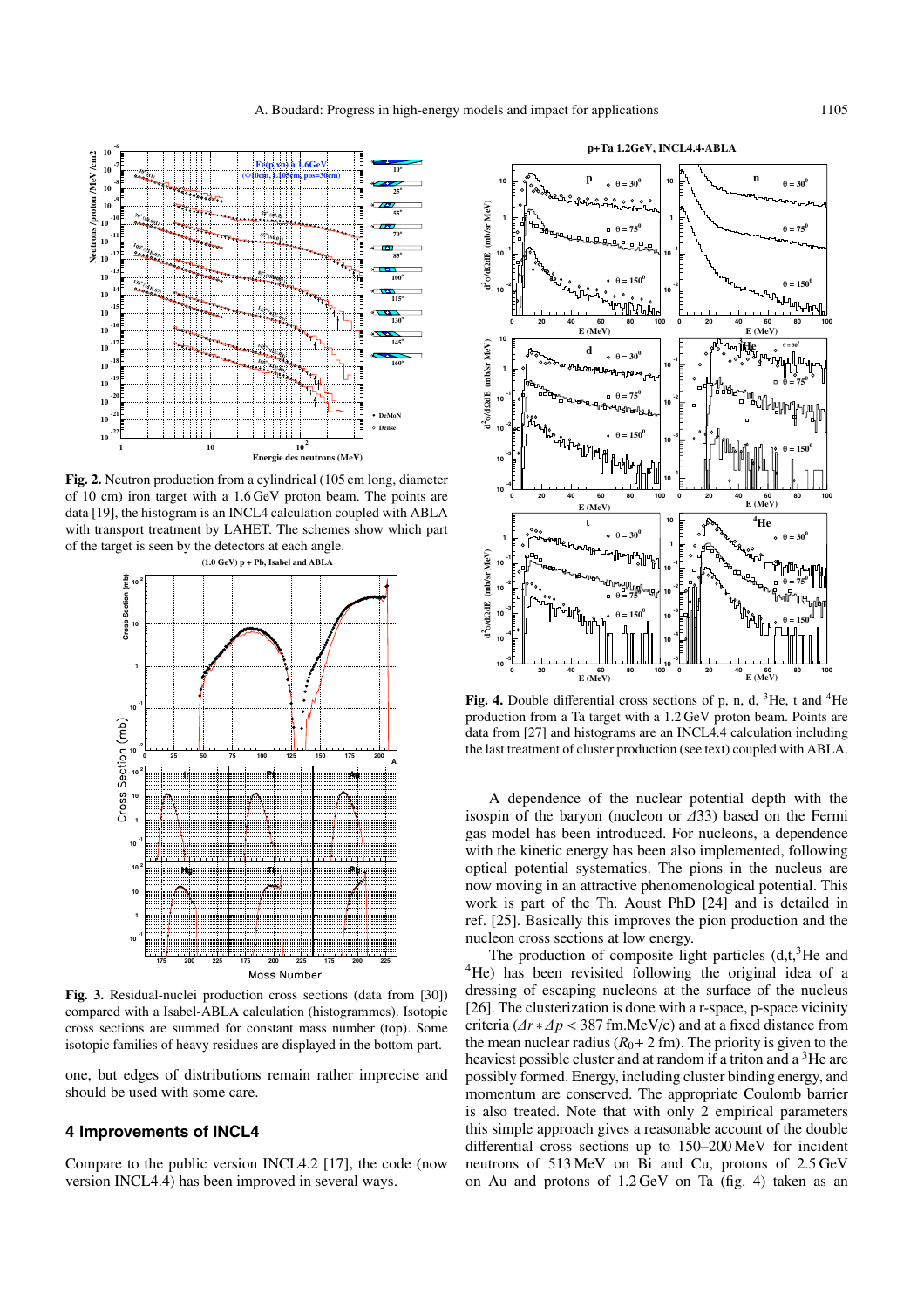**Fig. 2.** Neutron production from a cylindrical (105 cm long, diameter of 10 cm) iron target with a 1.6 GeV proton beam. The points are data [19], the histogram is an INCL4 calculation coupled with ABLA with transport treatment by LAHET. The schemes show which part of the target is seen by the detectors at each angle.

**Fig. 3.** Residual-nuclei production cross sections (data from [30]) compared with a Isabel-ABLA calculation (histogrammes). Isotopic cross sections are summed for constant mass number (top). Some isotopic families of heavy residues are displayed in the bottom part.

one, but edges of distributions remain rather imprecise and should be used with some care.

## 4 Improvements of INCL4

Compare to the public version INCL4.2 [17], the code (now version INCL4.4) has been improved in several ways.

**Fig. 4.** Double differential cross sections of p, n, d, $^{3}$He, t and $^{4}$He production from a Ta target with a 1.2 GeV proton beam. Points are data from [27] and histograms are an INCL4.4 calculation including the last treatment of cluster production (see text) coupled with ABLA.

A dependence of the nuclear potential depth with the isospin of the baryon (nucleon or $\Delta 33$) based on the Fermi gas model has been introduced. For nucleons, a dependence with the kinetic energy has been also implemented, following optical potential systematics. The pions in the nucleus are now moving in an attractive phenomenological potential. This work is part of the Th. Aoust PhD [24] and is detailed in ref. [25]. Basically this improves the pion production and the nucleon cross sections at low energy.

The production of composite light particles (d,t,$^{3}$He and $^{4}$He) has been revisited following the original idea of a dressing of escaping nucleons at the surface of the nucleus [26]. The clusterization is done with a r-space, p-space vicinity criteria ($\Delta r * \Delta p < 387$ fm.MeV/c) and at a fixed distance from the mean nuclear radius ($R_0$+ 2 fm). The priority is given to the heaviest possible cluster and at random if a triton and a $^{3}$He are possibly formed. Energy, including cluster binding energy, and momentum are conserved. The appropriate Coulomb barrier is also treated. Note that with only 2 empirical parameters this simple approach gives a reasonable account of the double differential cross sections up to 150–200 MeV for incident neutrons of 513 MeV on Bi and Cu, protons of 2.5 GeV on Au and protons of 1.2 GeV on Ta (fig. 4) taken as an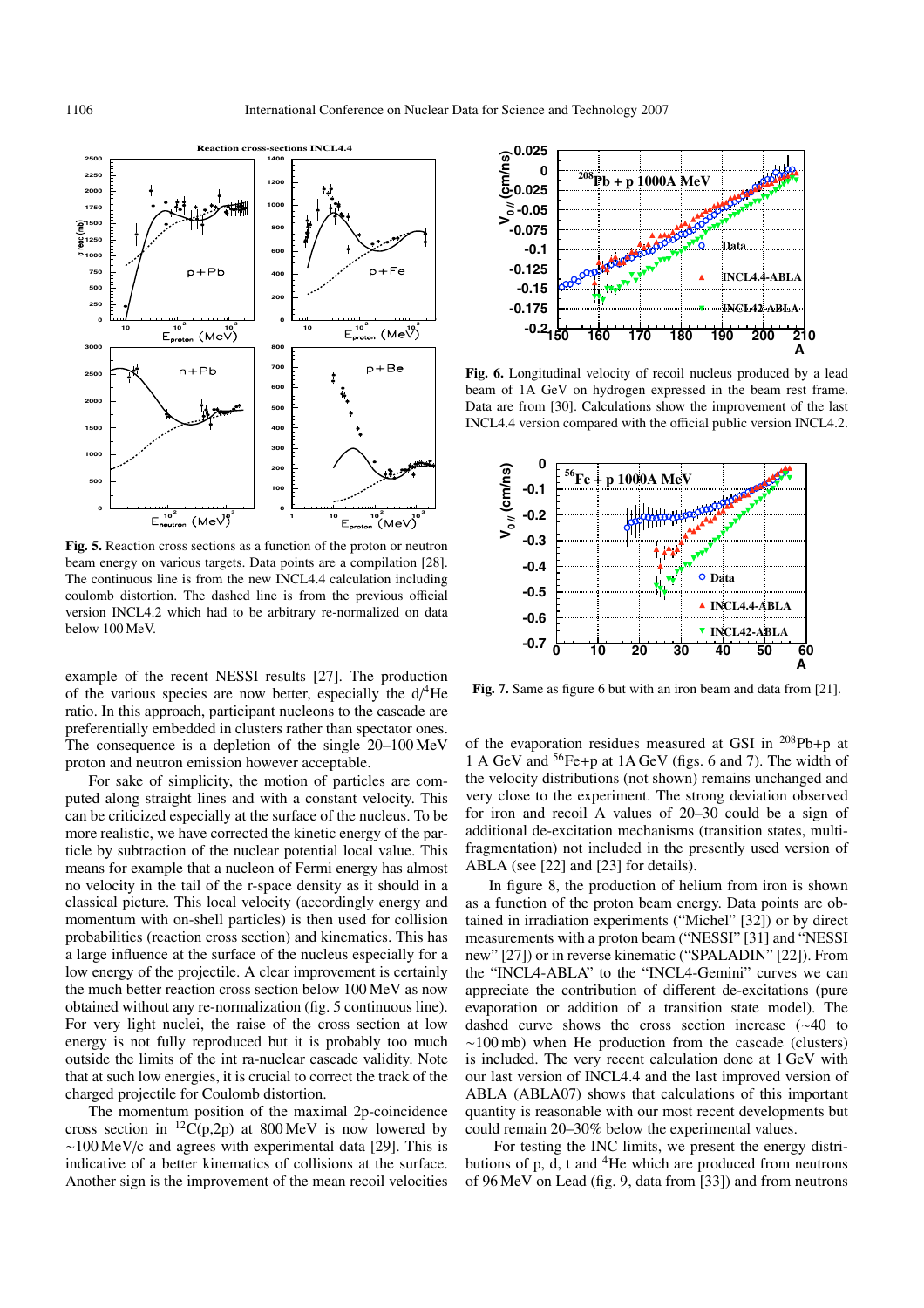**Fig. 5.** Reaction cross sections as a function of the proton or neutron beam energy on various targets. Data points are a compilation [28]. The continuous line is from the new INCL4.4 calculation including coulomb distortion. The dashed line is from the previous official version INCL4.2 which had to be arbitrary re-normalized on data below 100 MeV.

**Fig. 6.** Longitudinal velocity of recoil nucleus produced by a lead beam of 1A GeV on hydrogen expressed in the beam rest frame. Data are from [30]. Calculations show the improvement of the last INCL4.4 version compared with the official public version INCL4.2.

**Fig. 7.** Same as figure 6 but with an iron beam and data from [21].

example of the recent NESSI results [27]. The production of the various species are now better, especially the d/$^4$He ratio. In this approach, participant nucleons to the cascade are preferentially embedded in clusters rather than spectator ones. The consequence is a depletion of the single 20–100 MeV proton and neutron emission however acceptable.

For sake of simplicity, the motion of particles are computed along straight lines and with a constant velocity. This can be criticized especially at the surface of the nucleus. To be more realistic, we have corrected the kinetic energy of the particle by subtraction of the nuclear potential local value. This means for example that a nucleon of Fermi energy has almost no velocity in the tail of the r-space density as it should in a classical picture. This local velocity (accordingly energy and momentum with on-shell particles) is then used for collision probabilities (reaction cross section) and kinematics. This has a large influence at the surface of the nucleus especially for a low energy of the projectile. A clear improvement is certainly the much better reaction cross section below 100 MeV as now obtained without any re-normalization (fig. 5 continuous line). For very light nuclei, the raise of the cross section at low energy is not fully reproduced but it is probably too much outside the limits of the int ra-nuclear cascade validity. Note that at such low energies, it is crucial to correct the track of the charged projectile for Coulomb distortion.

The momentum position of the maximal 2p-coincidence cross section in $^{12}$C(p,2p) at 800 MeV is now lowered by ~100 MeV/c and agrees with experimental data [29]. This is indicative of a better kinematics of collisions at the surface. Another sign is the improvement of the mean recoil velocities of the evaporation residues measured at GSI in $^{208}$Pb+p at 1 A GeV and $^{56}$Fe+p at 1A GeV (figs. 6 and 7). The width of the velocity distributions (not shown) remains unchanged and very close to the experiment. The strong deviation observed for iron and recoil A values of 20–30 could be a sign of additional de-excitation mechanisms (transition states, multi-fragmentation) not included in the presently used version of ABLA (see [22] and [23] for details).

In figure 8, the production of helium from iron is shown as a function of the proton beam energy. Data points are obtained in irradiation experiments ("Michel" [32]) or by direct measurements with a proton beam ("NESSI" [31] and "NESSI new" [27]) or in reverse kinematic ("SPALADIN" [22]). From the "INCL4-ABLA" to the "INCL4-Gemini" curves we can appreciate the contribution of different de-excitations (pure evaporation or addition of a transition state model). The dashed curve shows the cross section increase (~40 to ~100 mb) when He production from the cascade (clusters) is included. The very recent calculation done at 1 GeV with our last version of INCL4.4 and the last improved version of ABLA (ABLA07) shows that calculations of this important quantity is reasonable with our most recent developments but could remain 20–30% below the experimental values.

For testing the INC limits, we present the energy distributions of p, d, t and $^4$He which are produced from neutrons of 96 MeV on Lead (fig. 9, data from [33]) and from neutrons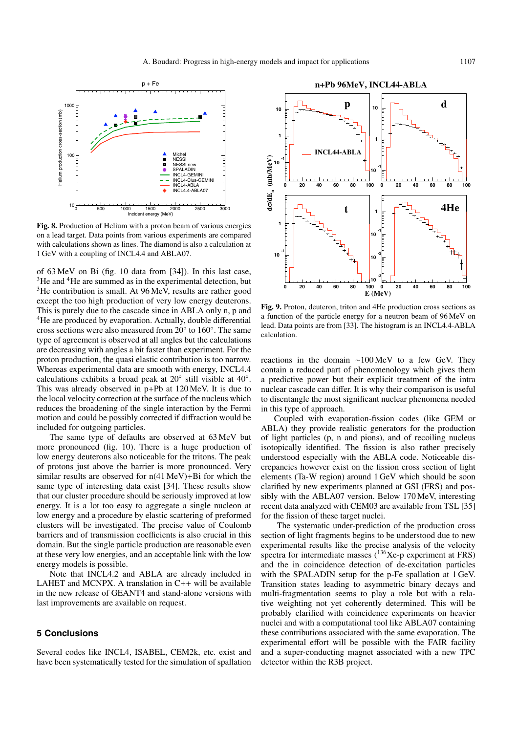**Fig. 8.** Production of Helium with a proton beam of various energies on a lead target. Data points from various experiments are compared with calculations shown as lines. The diamond is also a calculation at 1 GeV with a coupling of INCL4.4 and ABLA07.

**Fig. 9.** Proton, deuteron, triton and 4He production cross sections as a function of the particle energy for a neutron beam of 96 MeV on lead. Data points are from [33]. The histogram is an INCL4.4-ABLA calculation.

of 63 MeV on Bi (fig. 10 data from [34]). In this last case, $^3$He and $^4$He are summed as in the experimental detection, but $^3$He contribution is small. At 96 MeV, results are rather good except the too high production of very low energy deuterons. This is purely due to the cascade since in ABLA only n, p and $^4$He are produced by evaporation. Actually, double differential cross sections were also measured from 20° to 160°. The same type of agreement is observed at all angles but the calculations are decreasing with angles a bit faster than experiment. For the proton production, the quasi elastic contribution is too narrow. Whereas experimental data are smooth with energy, INCL4.4 calculations exhibits a broad peak at 20° still visible at 40°. This was already observed in p+Pb at 120 MeV. It is due to the local velocity correction at the surface of the nucleus which reduces the broadening of the single interaction by the Fermi motion and could be possibly corrected if diffraction would be included for outgoing particles.

The same type of defaults are observed at 63 MeV but more pronounced (fig. 10). There is a huge production of low energy deuterons also noticeable for the tritons. The peak of protons just above the barrier is more pronounced. Very similar results are observed for n(41 MeV)+Bi for which the same type of interesting data exist [34]. These results show that our cluster procedure should be seriously improved at low energy. It is a lot too easy to aggregate a single nucleon at low energy and a procedure by elastic scattering of preformed clusters will be investigated. The precise value of Coulomb barriers and of transmission coefficients is also crucial in this domain. But the single particle production are reasonable even at these very low energies, and an acceptable link with the low energy models is possible.

Note that INCL4.2 and ABLA are already included in LAHET and MCNPX. A translation in C++ will be available in the new release of GEANT4 and stand-alone versions with last improvements are available on request.

## 5 Conclusions

Several codes like INCL4, ISABEL, CEM2k, etc. exist and have been systematically tested for the simulation of spallation reactions in the domain ∼100 MeV to a few GeV. They contain a reduced part of phenomenology which gives them a predictive power but their explicit treatment of the intra nuclear cascade can differ. It is why their comparison is useful to disentangle the most significant nuclear phenomena needed in this type of approach.

Coupled with evaporation-fission codes (like GEM or ABLA) they provide realistic generators for the production of light particles (p, n and pions), and of recoiling nucleus isotopically identified. The fission is also rather precisely understood especially with the ABLA code. Noticeable discrepancies however exist on the fission cross section of light elements (Ta-W region) around 1 GeV which should be soon clarified by new experiments planned at GSI (FRS) and possibly with the ABLA07 version. Below 170 MeV, interesting recent data analyzed with CEM03 are available from TSL [35] for the fission of these target nuclei.

The systematic under-prediction of the production cross section of light fragments begins to be understood due to new experimental results like the precise analysis of the velocity spectra for intermediate masses ($^{136}$Xe-p experiment at FRS) and the in coincidence detection of de-excitation particles with the SPALADIN setup for the p-Fe spallation at 1 GeV. Transition states leading to asymmetric binary decays and multi-fragmentation seems to play a role but with a relative weighting not yet coherently determined. This will be probably clarified with coincidence experiments on heavier nuclei and with a computational tool like ABLA07 containing these contributions associated with the same evaporation. The experimental effort will be possible with the FAIR facility and a super-conducting magnet associated with a new TPC detector within the R3B project.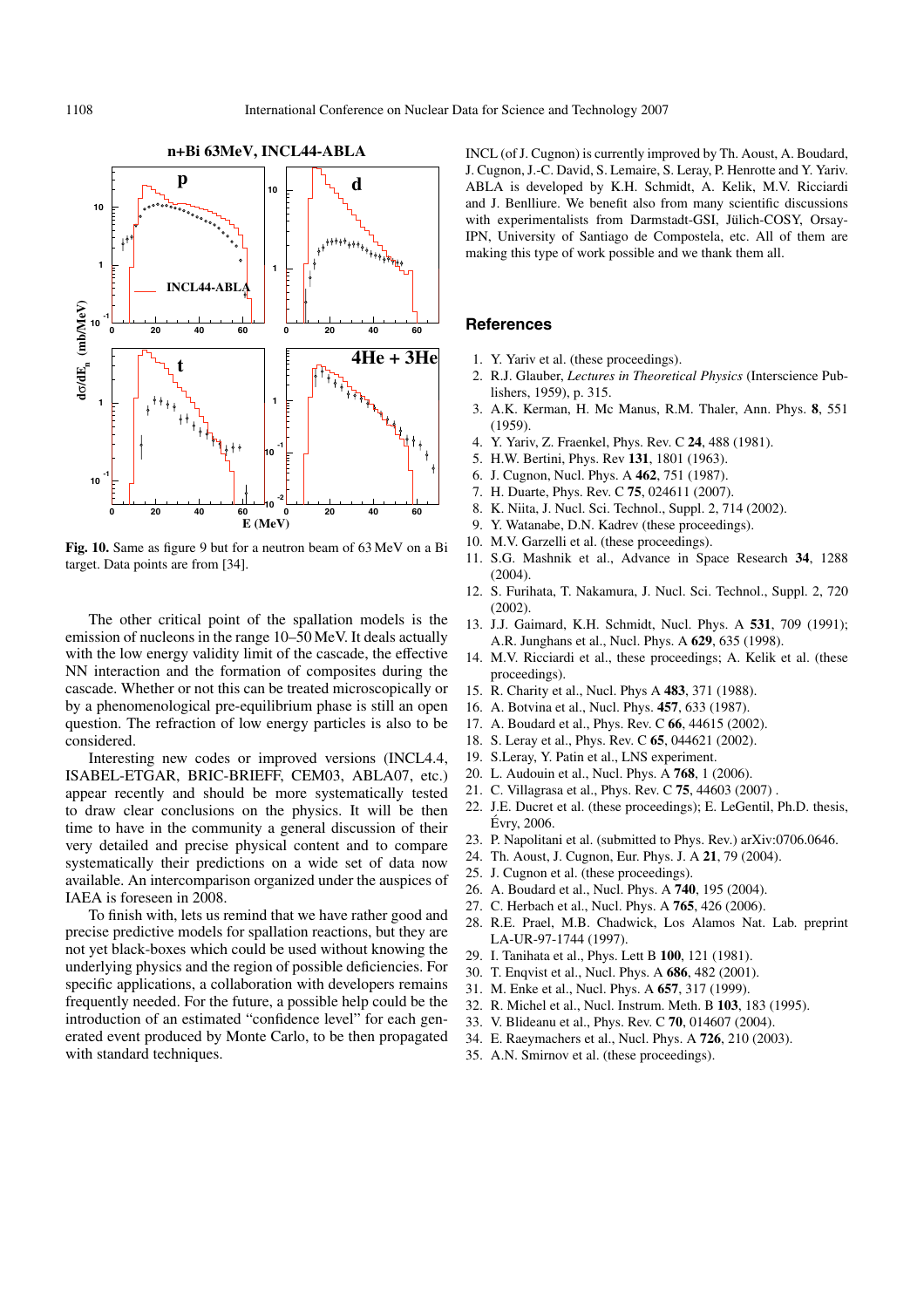n+Bi 63MeV, INCL44-ABLA

p

d

t

4He + 3He

INCL44-ABLA

$d\sigma/dE_n$ (mb/MeV)

E (MeV)

**Fig. 10.** Same as figure 9 but for a neutron beam of 63 MeV on a Bi target. Data points are from [34].

The other critical point of the spallation models is the emission of nucleons in the range 10–50 MeV. It deals actually with the low energy validity limit of the cascade, the effective NN interaction and the formation of composites during the cascade. Whether or not this can be treated microscopically or by a phenomenological pre-equilibrium phase is still an open question. The refraction of low energy particles is also to be considered.

Interesting new codes or improved versions (INCL4.4, ISABEL-ETGAR, BRIC-BRIEFF, CEM03, ABLA07, etc.) appear recently and should be more systematically tested to draw clear conclusions on the physics. It will be then time to have in the community a general discussion of their very detailed and precise physical content and to compare systematically their predictions on a wide set of data now available. An intercomparison organized under the auspices of IAEA is foreseen in 2008.

To finish with, lets us remind that we have rather good and precise predictive models for spallation reactions, but they are not yet black-boxes which could be used without knowing the underlying physics and the region of possible deficiencies. For specific applications, a collaboration with developers remains frequently needed. For the future, a possible help could be the introduction of an estimated "confidence level" for each generated event produced by Monte Carlo, to be then propagated with standard techniques.

INCL (of J. Cugnon) is currently improved by Th. Aoust, A. Boudard, J. Cugnon, J.-C. David, S. Lemaire, S. Leray, P. Henrotte and Y. Yariv. ABLA is developed by K.H. Schmidt, A. Kelik, M.V. Ricciardi and J. Benlliure. We benefit also from many scientific discussions with experimentalists from Darmstadt-GSI, Jülich-COSY, Orsay-IPN, University of Santiago de Compostela, etc. All of them are making this type of work possible and we thank them all.

## References

1. Y. Yariv et al. (these proceedings).
2. R.J. Glauber, *Lectures in Theoretical Physics* (Interscience Publishers, 1959), p. 315.
3. A.K. Kerman, H. Mc Manus, R.M. Thaler, Ann. Phys. **8**, 551 (1959).
4. Y. Yariv, Z. Fraenkel, Phys. Rev. C **24**, 488 (1981).
5. H.W. Bertini, Phys. Rev **131**, 1801 (1963).
6. J. Cugnon, Nucl. Phys. A **462**, 751 (1987).
7. H. Duarte, Phys. Rev. C **75**, 024611 (2007).
8. K. Niita, J. Nucl. Sci. Technol., Suppl. 2, 714 (2002).
9. Y. Watanabe, D.N. Kadrev (these proceedings).
10. M.V. Garzelli et al. (these proceedings).
11. S.G. Mashnik et al., Advance in Space Research **34**, 1288 (2004).
12. S. Furihata, T. Nakamura, J. Nucl. Sci. Technol., Suppl. 2, 720 (2002).
13. J.J. Gaimard, K.H. Schmidt, Nucl. Phys. A **531**, 709 (1991); A.R. Junghans et al., Nucl. Phys. A **629**, 635 (1998).
14. M.V. Ricciardi et al., these proceedings; A. Kelik et al. (these proceedings).
15. R. Charity et al., Nucl. Phys A **483**, 371 (1988).
16. A. Botvina et al., Nucl. Phys. **457**, 633 (1987).
17. A. Boudard et al., Phys. Rev. C **66**, 44615 (2002).
18. S. Leray et al., Phys. Rev. C **65**, 044621 (2002).
19. S.Leray, Y. Patin et al., LNS experiment.
20. L. Audouin et al., Nucl. Phys. A **768**, 1 (2006).
21. C. Villagrasa et al., Phys. Rev. C **75**, 44603 (2007) .
22. J.E. Ducret et al. (these proceedings); E. LeGentil, Ph.D. thesis, Évry, 2006.
23. P. Napolitani et al. (submitted to Phys. Rev.) arXiv:0706.0646.
24. Th. Aoust, J. Cugnon, Eur. Phys. J. A **21**, 79 (2004).
25. J. Cugnon et al. (these proceedings).
26. A. Boudard et al., Nucl. Phys. A **740**, 195 (2004).
27. C. Herbach et al., Nucl. Phys. A **765**, 426 (2006).
28. R.E. Prael, M.B. Chadwick, Los Alamos Nat. Lab. preprint LA-UR-97-1744 (1997).
29. I. Tanihata et al., Phys. Lett B **100**, 121 (1981).
30. T. Enqvist et al., Nucl. Phys. A **686**, 482 (2001).
31. M. Enke et al., Nucl. Phys. A **657**, 317 (1999).
32. R. Michel et al., Nucl. Instrum. Meth. B **103**, 183 (1995).
33. V. Blideanu et al., Phys. Rev. C **70**, 014607 (2004).
34. E. Raeymacbers et al., Nucl. Phys. A **726**, 210 (2003).
35. A.N. Smirnov et al. (these proceedings).